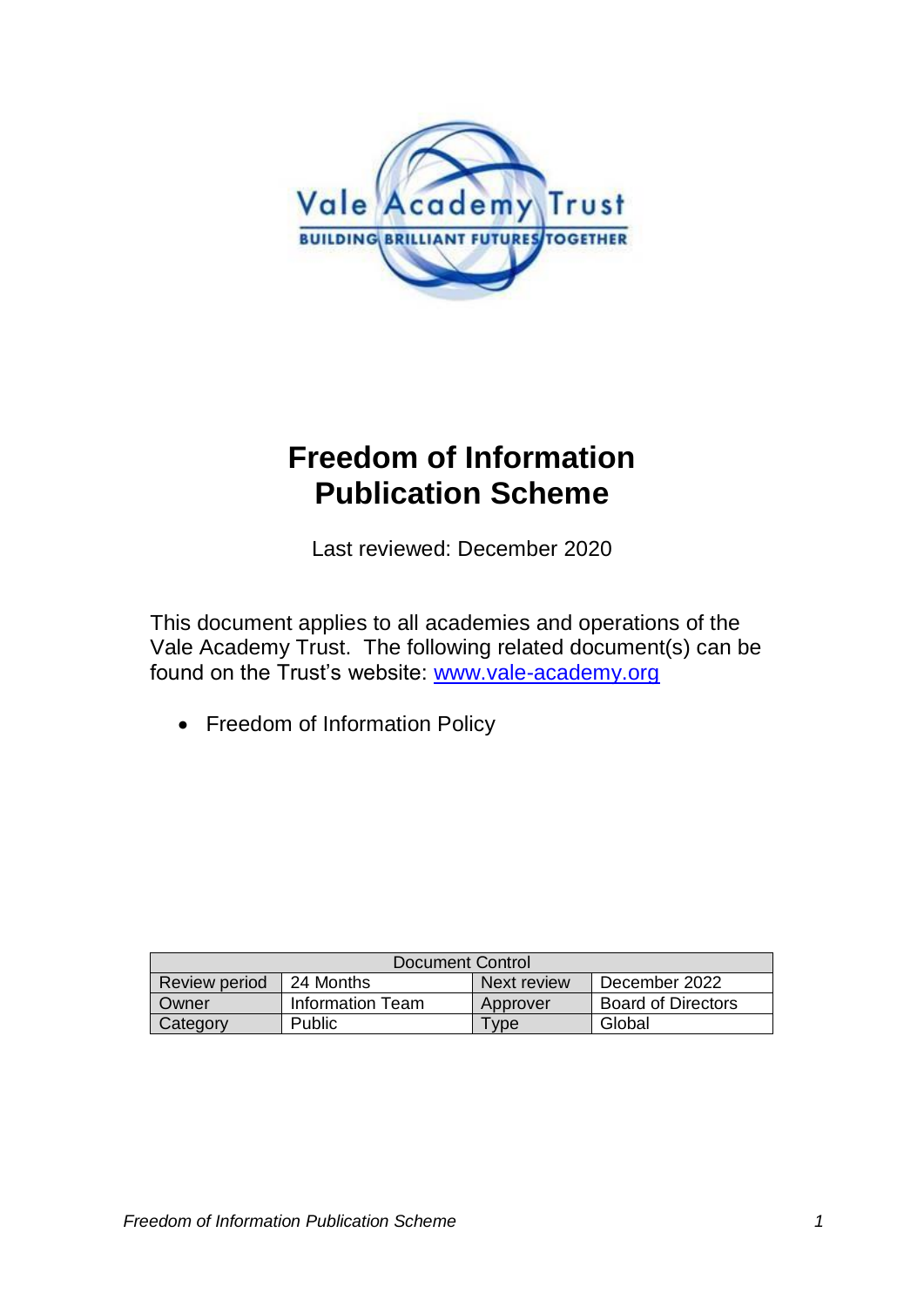# Freedom of Information Publication Scheme

Last reviewed: December 2020

This document applies to all academies and operations of the Vale Academy Trust. The following related document(s) can be found on the Trust's website: [www.vale-academy.org](http://www.vale-academy.org)

- Freedom of Information Policy

| Document Control | | | |
|---|---|---|---|
| Review period | 24 Months | Next review | December 2022 |
| Owner | Information Team | Approver | Board of Directors |
| Category | Public | Type | Global |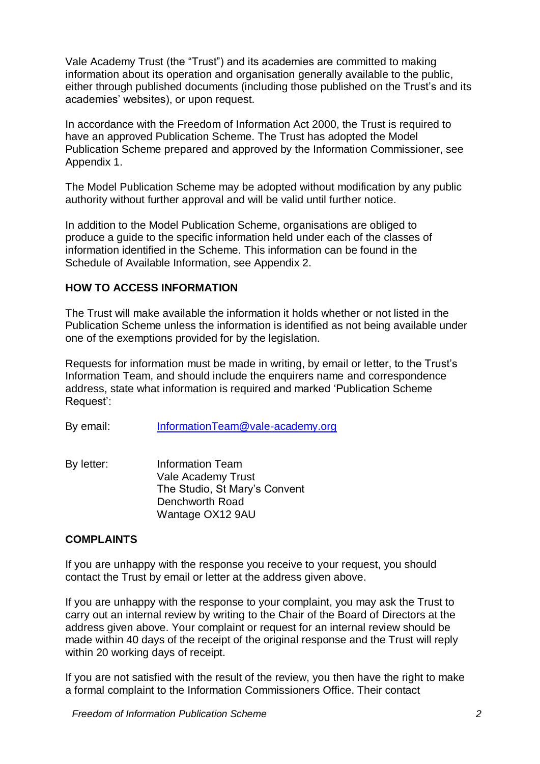Vale Academy Trust (the "Trust") and its academies are committed to making information about its operation and organisation generally available to the public, either through published documents (including those published on the Trust's and its academies' websites), or upon request.

In accordance with the Freedom of Information Act 2000, the Trust is required to have an approved Publication Scheme. The Trust has adopted the Model Publication Scheme prepared and approved by the Information Commissioner, see Appendix 1.

The Model Publication Scheme may be adopted without modification by any public authority without further approval and will be valid until further notice.

In addition to the Model Publication Scheme, organisations are obliged to produce a guide to the specific information held under each of the classes of information identified in the Scheme. This information can be found in the Schedule of Available Information, see Appendix 2.

## HOW TO ACCESS INFORMATION

The Trust will make available the information it holds whether or not listed in the Publication Scheme unless the information is identified as not being available under one of the exemptions provided for by the legislation.

Requests for information must be made in writing, by email or letter, to the Trust's Information Team, and should include the enquirers name and correspondence address, state what information is required and marked 'Publication Scheme Request':

By email: InformationTeam@vale-academy.org

By letter:
Information Team
Vale Academy Trust
The Studio, St Mary's Convent
Denchworth Road
Wantage OX12 9AU

## COMPLAINTS

If you are unhappy with the response you receive to your request, you should contact the Trust by email or letter at the address given above.

If you are unhappy with the response to your complaint, you may ask the Trust to carry out an internal review by writing to the Chair of the Board of Directors at the address given above. Your complaint or request for an internal review should be made within 40 days of the receipt of the original response and the Trust will reply within 20 working days of receipt.

If you are not satisfied with the result of the review, you then have the right to make a formal complaint to the Information Commissioners Office. Their contact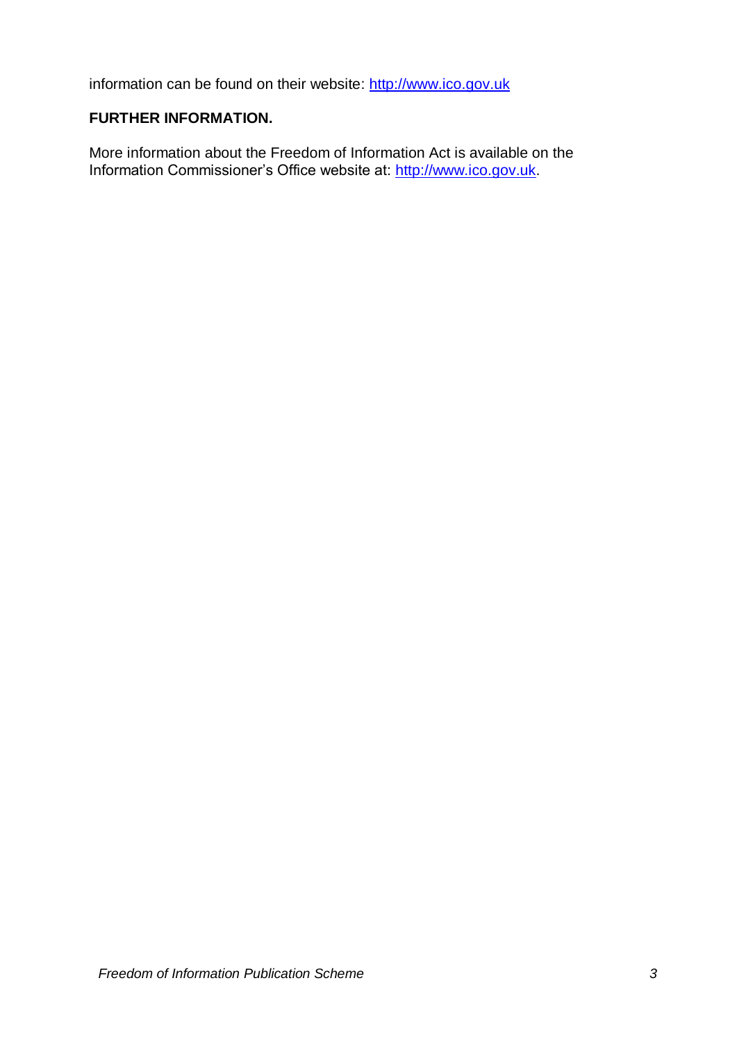information can be found on their website: [http://www.ico.gov.uk](http://www.ico.gov.uk)

**FURTHER INFORMATION.**

More information about the Freedom of Information Act is available on the Information Commissioner's Office website at: [http://www.ico.gov.uk](http://www.ico.gov.uk).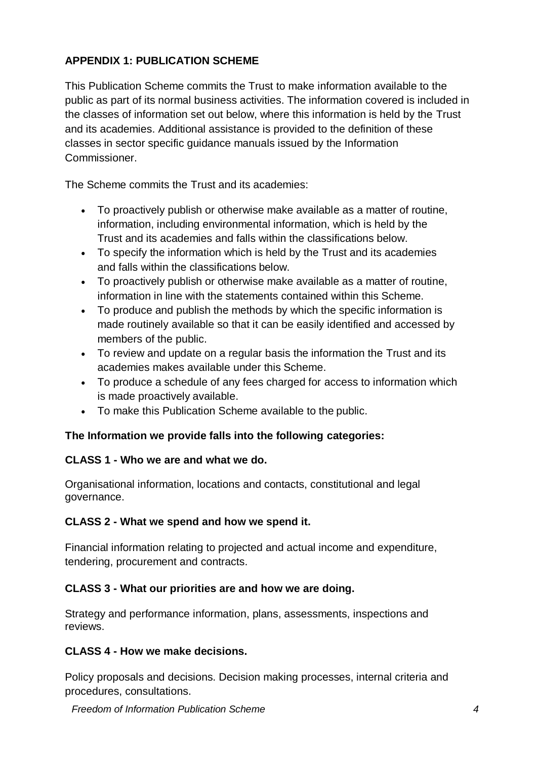## APPENDIX 1: PUBLICATION SCHEME

This Publication Scheme commits the Trust to make information available to the public as part of its normal business activities. The information covered is included in the classes of information set out below, where this information is held by the Trust and its academies. Additional assistance is provided to the definition of these classes in sector specific guidance manuals issued by the Information Commissioner.

The Scheme commits the Trust and its academies:

- To proactively publish or otherwise make available as a matter of routine, information, including environmental information, which is held by the Trust and its academies and falls within the classifications below.
- To specify the information which is held by the Trust and its academies and falls within the classifications below.
- To proactively publish or otherwise make available as a matter of routine, information in line with the statements contained within this Scheme.
- To produce and publish the methods by which the specific information is made routinely available so that it can be easily identified and accessed by members of the public.
- To review and update on a regular basis the information the Trust and its academies makes available under this Scheme.
- To produce a schedule of any fees charged for access to information which is made proactively available.
- To make this Publication Scheme available to the public.

**The Information we provide falls into the following categories:**

**CLASS 1 - Who we are and what we do.**

Organisational information, locations and contacts, constitutional and legal governance.

**CLASS 2 - What we spend and how we spend it.**

Financial information relating to projected and actual income and expenditure, tendering, procurement and contracts.

**CLASS 3 - What our priorities are and how we are doing.**

Strategy and performance information, plans, assessments, inspections and reviews.

**CLASS 4 - How we make decisions.**

Policy proposals and decisions. Decision making processes, internal criteria and procedures, consultations.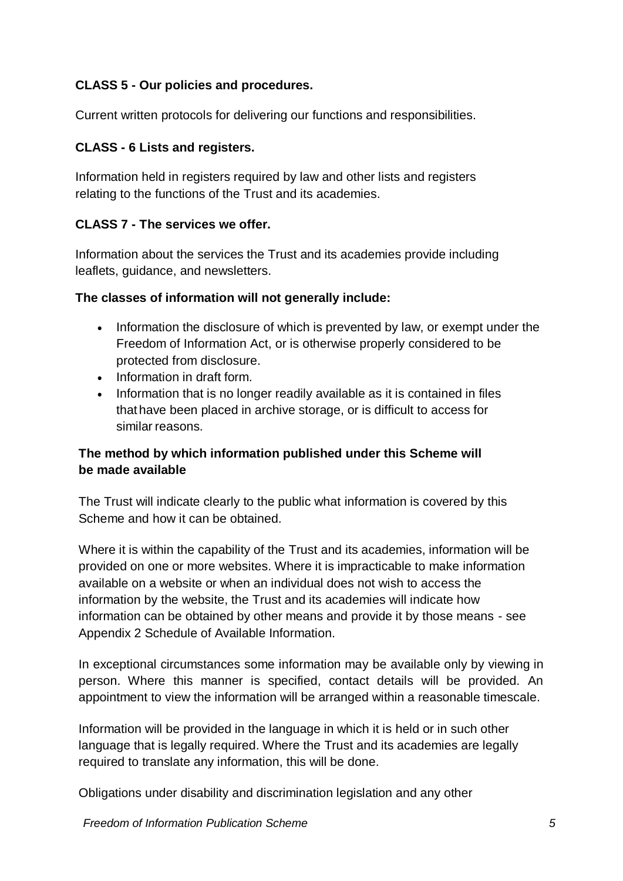**CLASS 5 - Our policies and procedures.**

Current written protocols for delivering our functions and responsibilities.

**CLASS - 6 Lists and registers.**

Information held in registers required by law and other lists and registers relating to the functions of the Trust and its academies.

**CLASS 7 - The services we offer.**

Information about the services the Trust and its academies provide including leaflets, guidance, and newsletters.

**The classes of information will not generally include:**

- Information the disclosure of which is prevented by law, or exempt under the Freedom of Information Act, or is otherwise properly considered to be protected from disclosure.
- Information in draft form.
- Information that is no longer readily available as it is contained in files that have been placed in archive storage, or is difficult to access for similar reasons.

**The method by which information published under this Scheme will be made available**

The Trust will indicate clearly to the public what information is covered by this Scheme and how it can be obtained.

Where it is within the capability of the Trust and its academies, information will be provided on one or more websites. Where it is impracticable to make information available on a website or when an individual does not wish to access the information by the website, the Trust and its academies will indicate how information can be obtained by other means and provide it by those means - see Appendix 2 Schedule of Available Information.

In exceptional circumstances some information may be available only by viewing in person. Where this manner is specified, contact details will be provided. An appointment to view the information will be arranged within a reasonable timescale.

Information will be provided in the language in which it is held or in such other language that is legally required. Where the Trust and its academies are legally required to translate any information, this will be done.

Obligations under disability and discrimination legislation and any other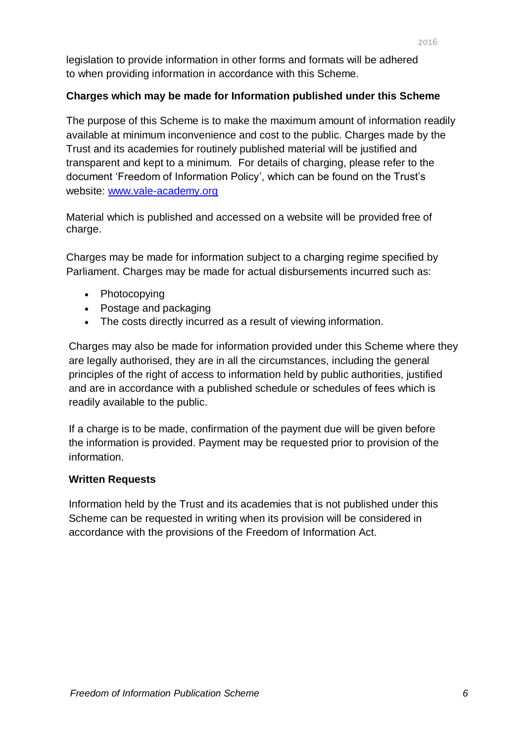legislation to provide information in other forms and formats will be adhered to when providing information in accordance with this Scheme.

**Charges which may be made for Information published under this Scheme**

The purpose of this Scheme is to make the maximum amount of information readily available at minimum inconvenience and cost to the public. Charges made by the Trust and its academies for routinely published material will be justified and transparent and kept to a minimum. For details of charging, please refer to the document 'Freedom of Information Policy', which can be found on the Trust's website: [www.vale-academy.org](http://www.vale-academy.org)

Material which is published and accessed on a website will be provided free of charge.

Charges may be made for information subject to a charging regime specified by Parliament. Charges may be made for actual disbursements incurred such as:

- Photocopying
- Postage and packaging
- The costs directly incurred as a result of viewing information.

Charges may also be made for information provided under this Scheme where they are legally authorised, they are in all the circumstances, including the general principles of the right of access to information held by public authorities, justified and are in accordance with a published schedule or schedules of fees which is readily available to the public.

If a charge is to be made, confirmation of the payment due will be given before the information is provided. Payment may be requested prior to provision of the information.

**Written Requests**

Information held by the Trust and its academies that is not published under this Scheme can be requested in writing when its provision will be considered in accordance with the provisions of the Freedom of Information Act.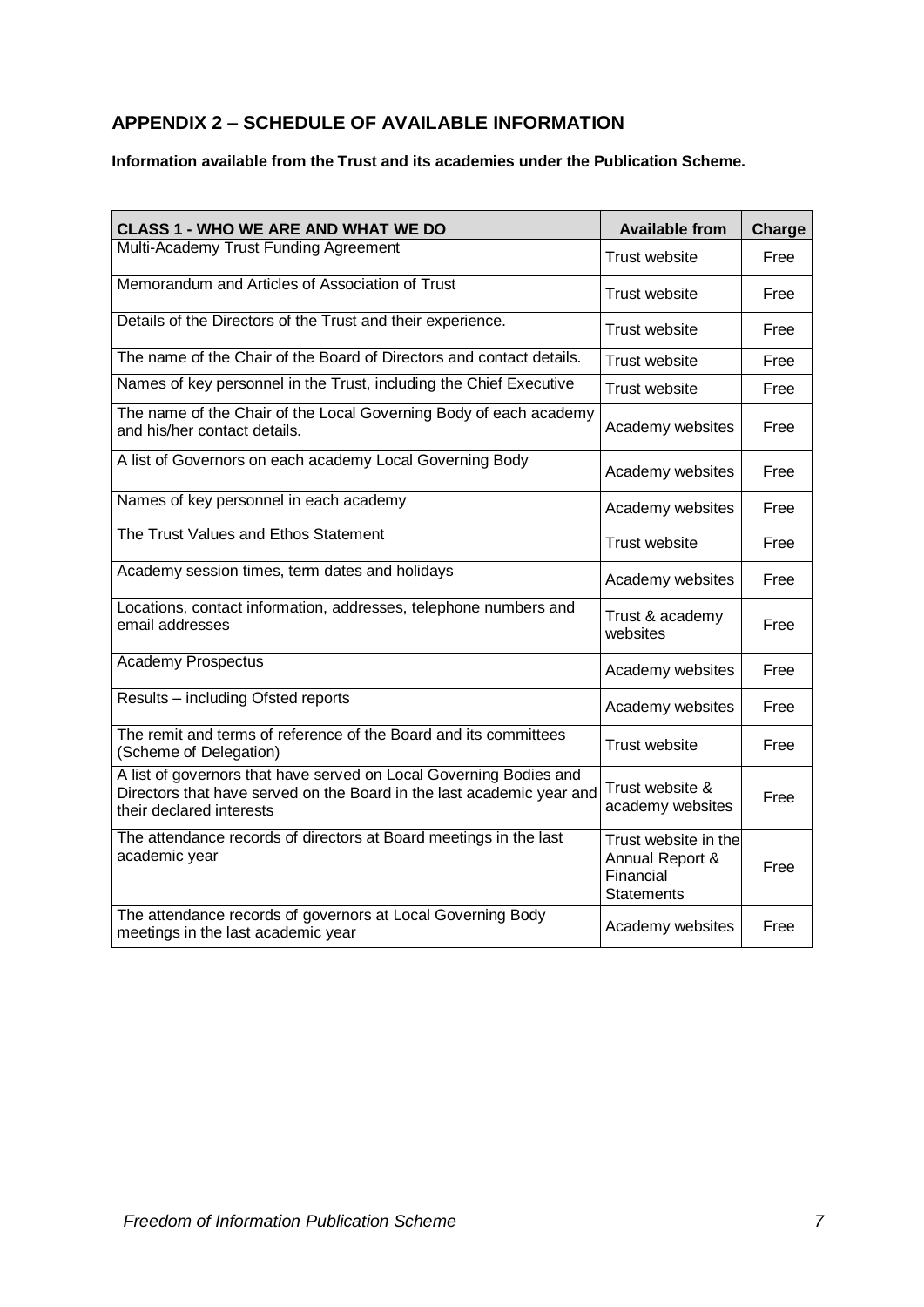## APPENDIX 2 – SCHEDULE OF AVAILABLE INFORMATION

**Information available from the Trust and its academies under the Publication Scheme.**

| CLASS 1 - WHO WE ARE AND WHAT WE DO | Available from | Charge |
|---|---|---|
| Multi-Academy Trust Funding Agreement | Trust website | Free |
| Memorandum and Articles of Association of Trust | Trust website | Free |
| Details of the Directors of the Trust and their experience. | Trust website | Free |
| The name of the Chair of the Board of Directors and contact details. | Trust website | Free |
| Names of key personnel in the Trust, including the Chief Executive | Trust website | Free |
| The name of the Chair of the Local Governing Body of each academy and his/her contact details. | Academy websites | Free |
| A list of Governors on each academy Local Governing Body | Academy websites | Free |
| Names of key personnel in each academy | Academy websites | Free |
| The Trust Values and Ethos Statement | Trust website | Free |
| Academy session times, term dates and holidays | Academy websites | Free |
| Locations, contact information, addresses, telephone numbers and email addresses | Trust & academy websites | Free |
| Academy Prospectus | Academy websites | Free |
| Results – including Ofsted reports | Academy websites | Free |
| The remit and terms of reference of the Board and its committees (Scheme of Delegation) | Trust website | Free |
| A list of governors that have served on Local Governing Bodies and Directors that have served on the Board in the last academic year and their declared interests | Trust website & academy websites | Free |
| The attendance records of directors at Board meetings in the last academic year | Trust website in the Annual Report & Financial Statements | Free |
| The attendance records of governors at Local Governing Body meetings in the last academic year | Academy websites | Free |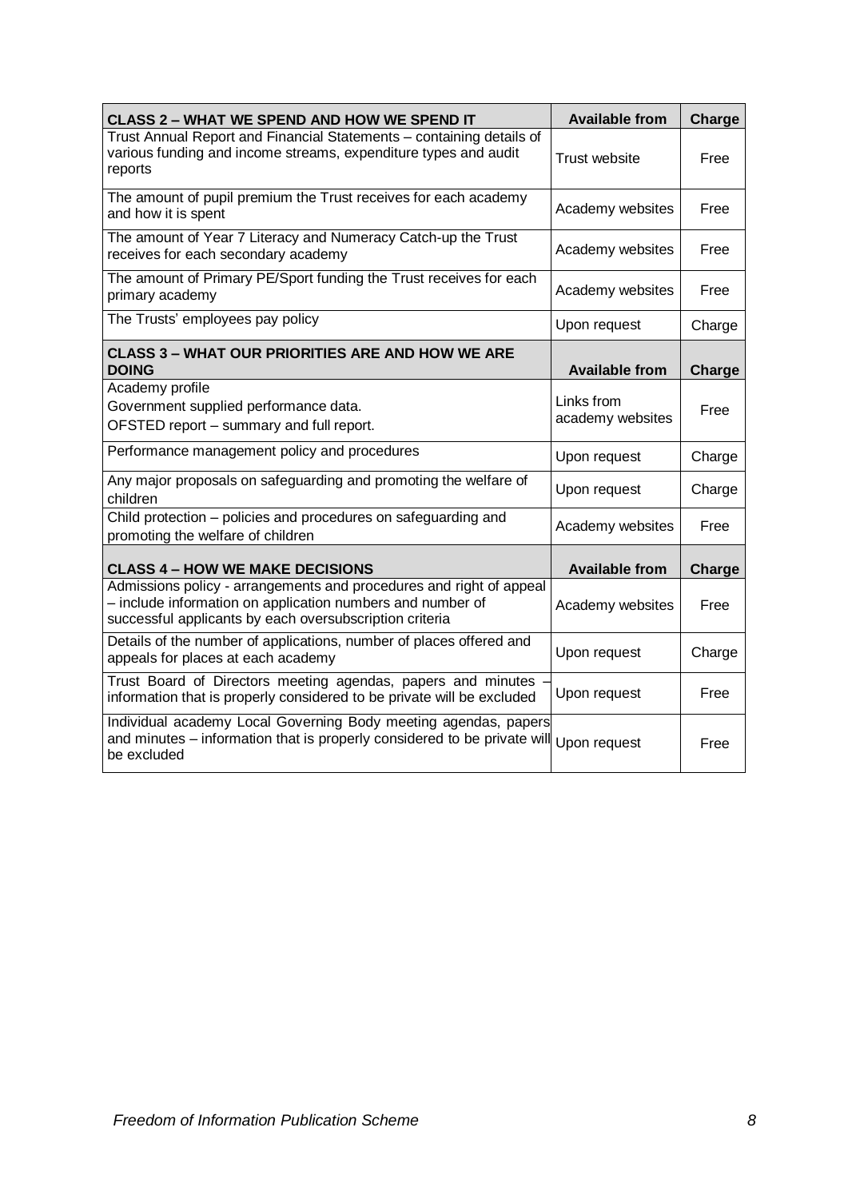| CLASS 2 – WHAT WE SPEND AND HOW WE SPEND IT | Available from | Charge |
|---|---|---|
| Trust Annual Report and Financial Statements – containing details of various funding and income streams, expenditure types and audit reports | Trust website | Free |
| The amount of pupil premium the Trust receives for each academy and how it is spent | Academy websites | Free |
| The amount of Year 7 Literacy and Numeracy Catch-up the Trust receives for each secondary academy | Academy websites | Free |
| The amount of Primary PE/Sport funding the Trust receives for each primary academy | Academy websites | Free |
| The Trusts' employees pay policy | Upon request | Charge |
| **CLASS 3 – WHAT OUR PRIORITIES ARE AND HOW WE ARE DOING** | **Available from** | **Charge** |
| Academy profile<br>Government supplied performance data.<br>OFSTED report – summary and full report. | Links from academy websites | Free |
| Performance management policy and procedures | Upon request | Charge |
| Any major proposals on safeguarding and promoting the welfare of children | Upon request | Charge |
| Child protection – policies and procedures on safeguarding and promoting the welfare of children | Academy websites | Free |
| **CLASS 4 – HOW WE MAKE DECISIONS** | **Available from** | **Charge** |
| Admissions policy - arrangements and procedures and right of appeal – include information on application numbers and number of successful applicants by each oversubscription criteria | Academy websites | Free |
| Details of the number of applications, number of places offered and appeals for places at each academy | Upon request | Charge |
| Trust Board of Directors meeting agendas, papers and minutes – information that is properly considered to be private will be excluded | Upon request | Free |
| Individual academy Local Governing Body meeting agendas, papers and minutes – information that is properly considered to be private will be excluded | Upon request | Free |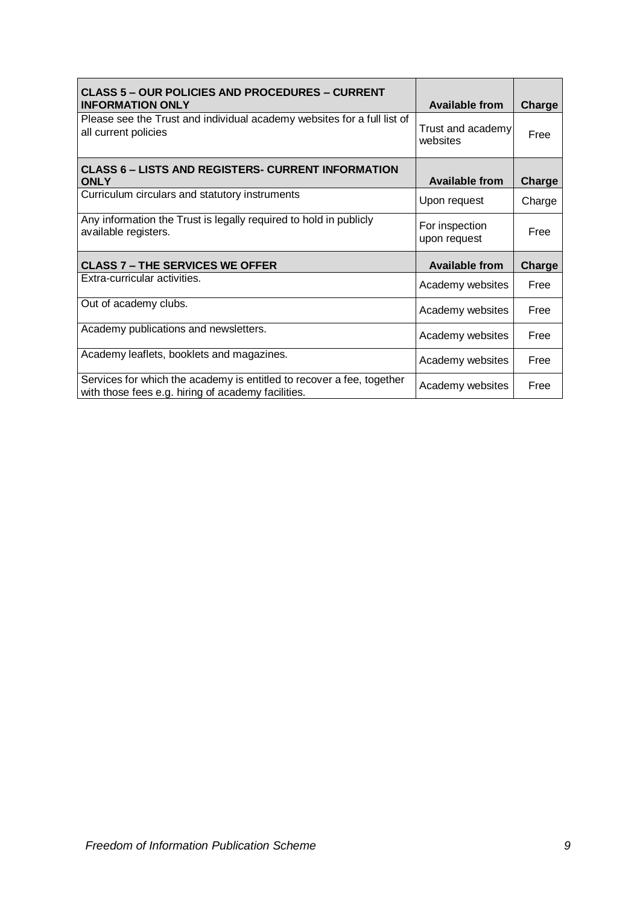| CLASS 5 – OUR POLICIES AND PROCEDURES – CURRENT INFORMATION ONLY | Available from | Charge |
|---|---|---|
| Please see the Trust and individual academy websites for a full list of all current policies | Trust and academy websites | Free |

| CLASS 6 – LISTS AND REGISTERS- CURRENT INFORMATION ONLY | Available from | Charge |
|---|---|---|
| Curriculum circulars and statutory instruments | Upon request | Charge |
| Any information the Trust is legally required to hold in publicly available registers. | For inspection upon request | Free |

| CLASS 7 – THE SERVICES WE OFFER | Available from | Charge |
|---|---|---|
| Extra-curricular activities. | Academy websites | Free |
| Out of academy clubs. | Academy websites | Free |
| Academy publications and newsletters. | Academy websites | Free |
| Academy leaflets, booklets and magazines. | Academy websites | Free |
| Services for which the academy is entitled to recover a fee, together with those fees e.g. hiring of academy facilities. | Academy websites | Free |